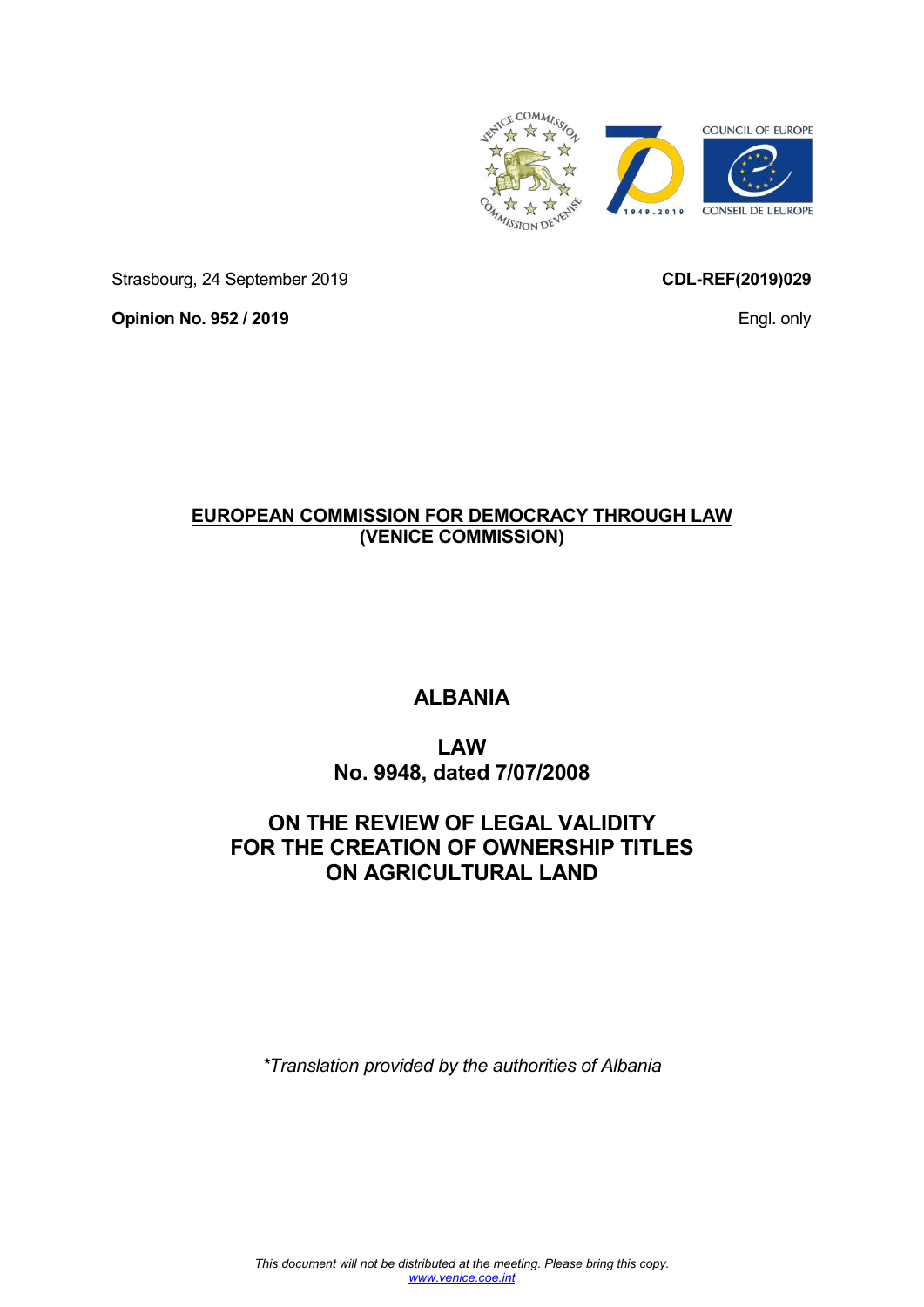Strasbourg, 24 September 2019

**CDL-REF(2019)029**

**Opinion No. 952 / 2019**

Engl. only

**EUROPEAN COMMISSION FOR DEMOCRACY THROUGH LAW (VENICE COMMISSION)**

# ALBANIA

# LAW
# No. 9948, dated 7/07/2008

# ON THE REVIEW OF LEGAL VALIDITY FOR THE CREATION OF OWNERSHIP TITLES ON AGRICULTURAL LAND

*\*Translation provided by the authorities of Albania*

*This document will not be distributed at the meeting. Please bring this copy.*
*www.venice.coe.int*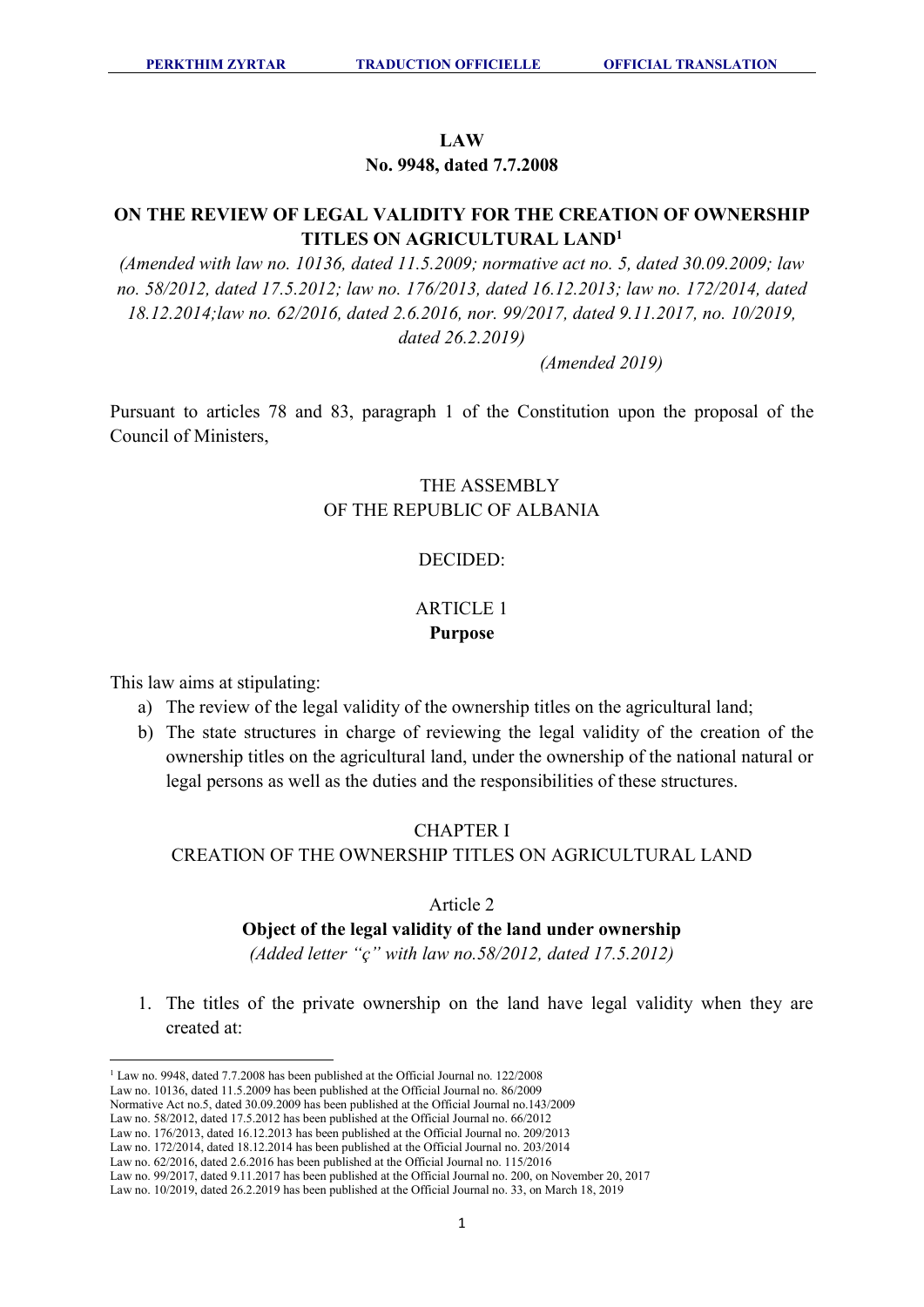# LAW
## No. 9948, dated 7.7.2008

## ON THE REVIEW OF LEGAL VALIDITY FOR THE CREATION OF OWNERSHIP TITLES ON AGRICULTURAL LAND[1]

*(Amended with law no. 10136, dated 11.5.2009; normative act no. 5, dated 30.09.2009; law no. 58/2012, dated 17.5.2012; law no. 176/2013, dated 16.12.2013; law no. 172/2014, dated 18.12.2014;law no. 62/2016, dated 2.6.2016, nor. 99/2017, dated 9.11.2017, no. 10/2019, dated 26.2.2019)*

*(Amended 2019)*

Pursuant to articles 78 and 83, paragraph 1 of the Constitution upon the proposal of the Council of Ministers,

THE ASSEMBLY
OF THE REPUBLIC OF ALBANIA

DECIDED:

### ARTICLE 1
### Purpose

This law aims at stipulating:

a) The review of the legal validity of the ownership titles on the agricultural land;
b) The state structures in charge of reviewing the legal validity of the creation of the ownership titles on the agricultural land, under the ownership of the national natural or legal persons as well as the duties and the responsibilities of these structures.

## CHAPTER I
## CREATION OF THE OWNERSHIP TITLES ON AGRICULTURAL LAND

### Article 2
### Object of the legal validity of the land under ownership

*(Added letter "ç" with law no.58/2012, dated 17.5.2012)*

1. The titles of the private ownership on the land have legal validity when they are created at:

---

[1] Law no. 9948, dated 7.7.2008 has been published at the Official Journal no. 122/2008
Law no. 10136, dated 11.5.2009 has been published at the Official Journal no. 86/2009
Normative Act no.5, dated 30.09.2009 has been published at the Official Journal no.143/2009
Law no. 58/2012, dated 17.5.2012 has been published at the Official Journal no. 66/2012
Law no. 176/2013, dated 16.12.2013 has been published at the Official Journal no. 209/2013
Law no. 172/2014, dated 18.12.2014 has been published at the Official Journal no. 203/2014
Law no. 62/2016, dated 2.6.2016 has been published at the Official Journal no. 115/2016
Law no. 99/2017, dated 9.11.2017 has been published at the Official Journal no. 200, on November 20, 2017
Law no. 10/2019, dated 26.2.2019 has been published at the Official Journal no. 33, on March 18, 2019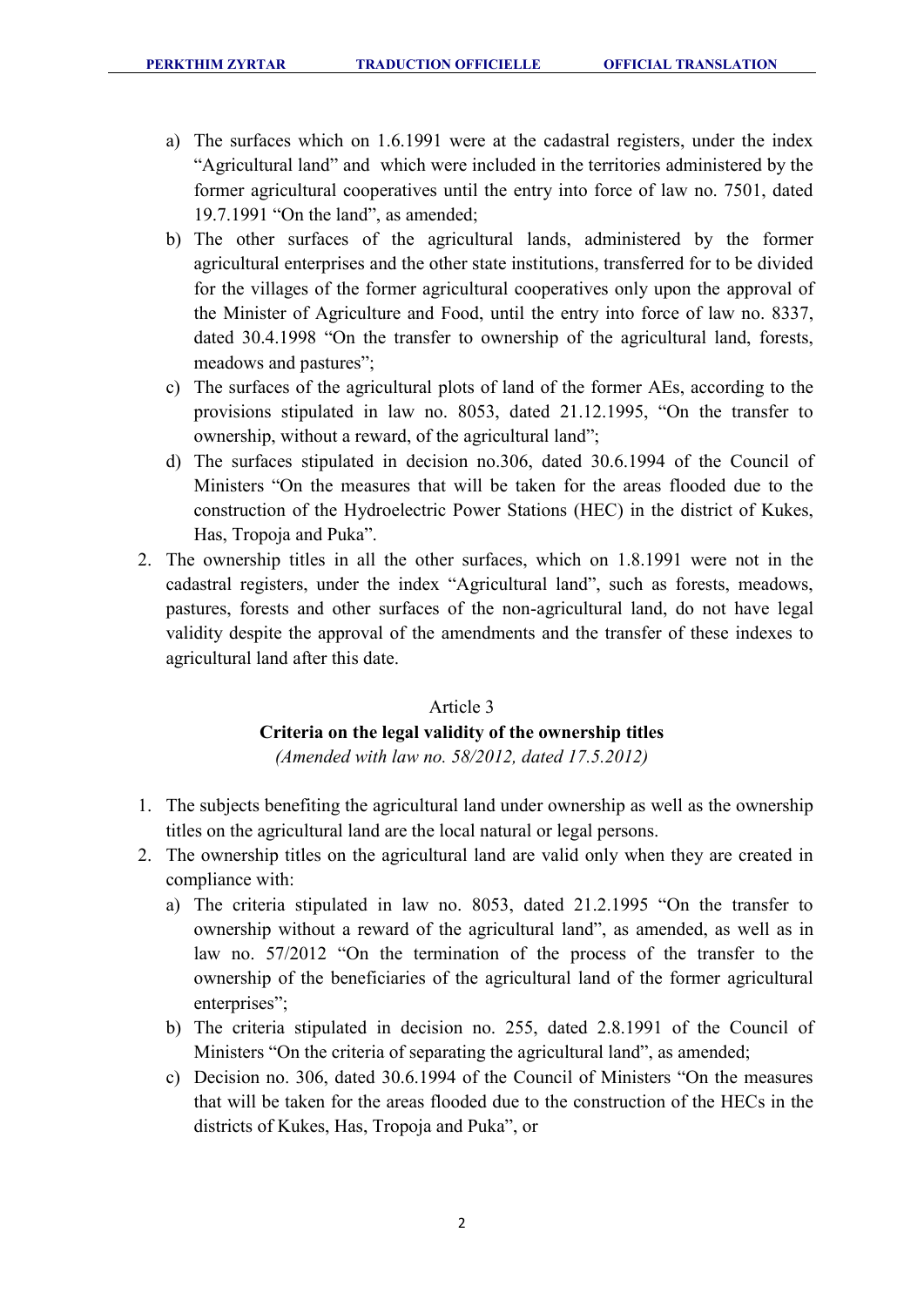a) The surfaces which on 1.6.1991 were at the cadastral registers, under the index "Agricultural land" and which were included in the territories administered by the former agricultural cooperatives until the entry into force of law no. 7501, dated 19.7.1991 "On the land", as amended;
b) The other surfaces of the agricultural lands, administered by the former agricultural enterprises and the other state institutions, transferred for to be divided for the villages of the former agricultural cooperatives only upon the approval of the Minister of Agriculture and Food, until the entry into force of law no. 8337, dated 30.4.1998 "On the transfer to ownership of the agricultural land, forests, meadows and pastures";
c) The surfaces of the agricultural plots of land of the former AEs, according to the provisions stipulated in law no. 8053, dated 21.12.1995, "On the transfer to ownership, without a reward, of the agricultural land";
d) The surfaces stipulated in decision no.306, dated 30.6.1994 of the Council of Ministers "On the measures that will be taken for the areas flooded due to the construction of the Hydroelectric Power Stations (HEC) in the district of Kukes, Has, Tropoja and Puka".

2. The ownership titles in all the other surfaces, which on 1.8.1991 were not in the cadastral registers, under the index "Agricultural land", such as forests, meadows, pastures, forests and other surfaces of the non-agricultural land, do not have legal validity despite the approval of the amendments and the transfer of these indexes to agricultural land after this date.

### Article 3

**Criteria on the legal validity of the ownership titles**

*(Amended with law no. 58/2012, dated 17.5.2012)*

1. The subjects benefiting the agricultural land under ownership as well as the ownership titles on the agricultural land are the local natural or legal persons.
2. The ownership titles on the agricultural land are valid only when they are created in compliance with:
   a) The criteria stipulated in law no. 8053, dated 21.2.1995 "On the transfer to ownership without a reward of the agricultural land", as amended, as well as in law no. 57/2012 "On the termination of the process of the transfer to the ownership of the beneficiaries of the agricultural land of the former agricultural enterprises";
   b) The criteria stipulated in decision no. 255, dated 2.8.1991 of the Council of Ministers "On the criteria of separating the agricultural land", as amended;
   c) Decision no. 306, dated 30.6.1994 of the Council of Ministers "On the measures that will be taken for the areas flooded due to the construction of the HECs in the districts of Kukes, Has, Tropoja and Puka", or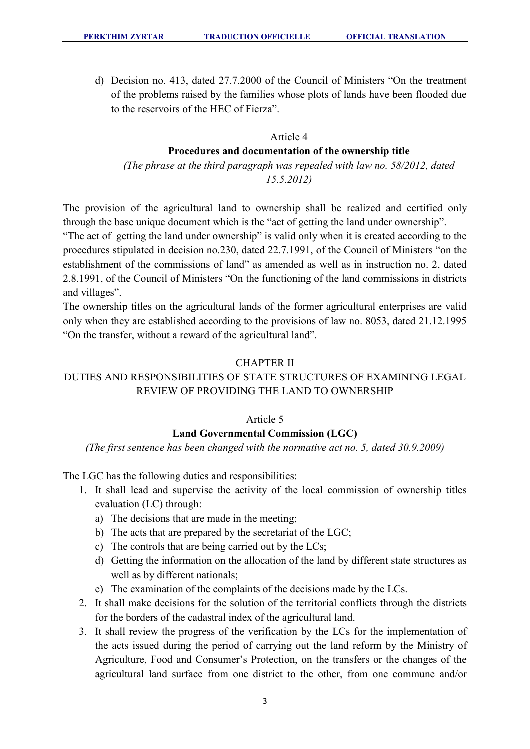d) Decision no. 413, dated 27.7.2000 of the Council of Ministers "On the treatment of the problems raised by the families whose plots of lands have been flooded due to the reservoirs of the HEC of Fierza".

### Article 4

### Procedures and documentation of the ownership title

*(The phrase at the third paragraph was repealed with law no. 58/2012, dated 15.5.2012)*

The provision of the agricultural land to ownership shall be realized and certified only through the base unique document which is the "act of getting the land under ownership".

"The act of getting the land under ownership" is valid only when it is created according to the procedures stipulated in decision no.230, dated 22.7.1991, of the Council of Ministers "on the establishment of the commissions of land" as amended as well as in instruction no. 2, dated 2.8.1991, of the Council of Ministers "On the functioning of the land commissions in districts and villages".

The ownership titles on the agricultural lands of the former agricultural enterprises are valid only when they are established according to the provisions of law no. 8053, dated 21.12.1995 "On the transfer, without a reward of the agricultural land".

## CHAPTER II

## DUTIES AND RESPONSIBILITIES OF STATE STRUCTURES OF EXAMINING LEGAL REVIEW OF PROVIDING THE LAND TO OWNERSHIP

### Article 5

### Land Governmental Commission (LGC)

*(The first sentence has been changed with the normative act no. 5, dated 30.9.2009)*

The LGC has the following duties and responsibilities:

1. It shall lead and supervise the activity of the local commission of ownership titles evaluation (LC) through:
   a) The decisions that are made in the meeting;
   b) The acts that are prepared by the secretariat of the LGC;
   c) The controls that are being carried out by the LCs;
   d) Getting the information on the allocation of the land by different state structures as well as by different nationals;
   e) The examination of the complaints of the decisions made by the LCs.
2. It shall make decisions for the solution of the territorial conflicts through the districts for the borders of the cadastral index of the agricultural land.
3. It shall review the progress of the verification by the LCs for the implementation of the acts issued during the period of carrying out the land reform by the Ministry of Agriculture, Food and Consumer's Protection, on the transfers or the changes of the agricultural land surface from one district to the other, from one commune and/or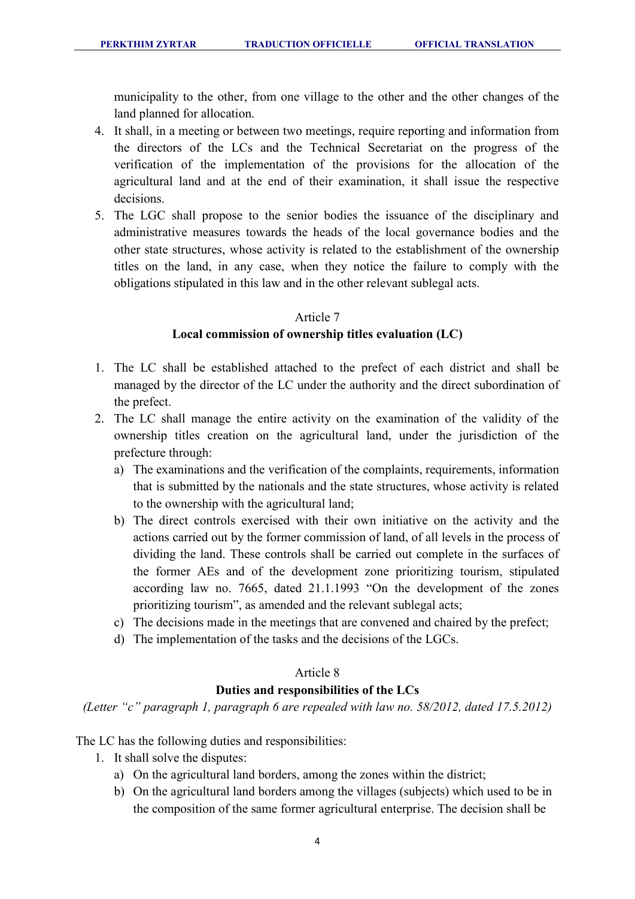municipality to the other, from one village to the other and the other changes of the land planned for allocation.

4. It shall, in a meeting or between two meetings, require reporting and information from the directors of the LCs and the Technical Secretariat on the progress of the verification of the implementation of the provisions for the allocation of the agricultural land and at the end of their examination, it shall issue the respective decisions.
5. The LGC shall propose to the senior bodies the issuance of the disciplinary and administrative measures towards the heads of the local governance bodies and the other state structures, whose activity is related to the establishment of the ownership titles on the land, in any case, when they notice the failure to comply with the obligations stipulated in this law and in the other relevant sublegal acts.

Article 7

**Local commission of ownership titles evaluation (LC)**

1. The LC shall be established attached to the prefect of each district and shall be managed by the director of the LC under the authority and the direct subordination of the prefect.
2. The LC shall manage the entire activity on the examination of the validity of the ownership titles creation on the agricultural land, under the jurisdiction of the prefecture through:
   a) The examinations and the verification of the complaints, requirements, information that is submitted by the nationals and the state structures, whose activity is related to the ownership with the agricultural land;
   b) The direct controls exercised with their own initiative on the activity and the actions carried out by the former commission of land, of all levels in the process of dividing the land. These controls shall be carried out complete in the surfaces of the former AEs and of the development zone prioritizing tourism, stipulated according law no. 7665, dated 21.1.1993 "On the development of the zones prioritizing tourism", as amended and the relevant sublegal acts;
   c) The decisions made in the meetings that are convened and chaired by the prefect;
   d) The implementation of the tasks and the decisions of the LGCs.

Article 8

**Duties and responsibilities of the LCs**

*(Letter "c" paragraph 1, paragraph 6 are repealed with law no. 58/2012, dated 17.5.2012)*

The LC has the following duties and responsibilities:

1. It shall solve the disputes:
   a) On the agricultural land borders, among the zones within the district;
   b) On the agricultural land borders among the villages (subjects) which used to be in the composition of the same former agricultural enterprise. The decision shall be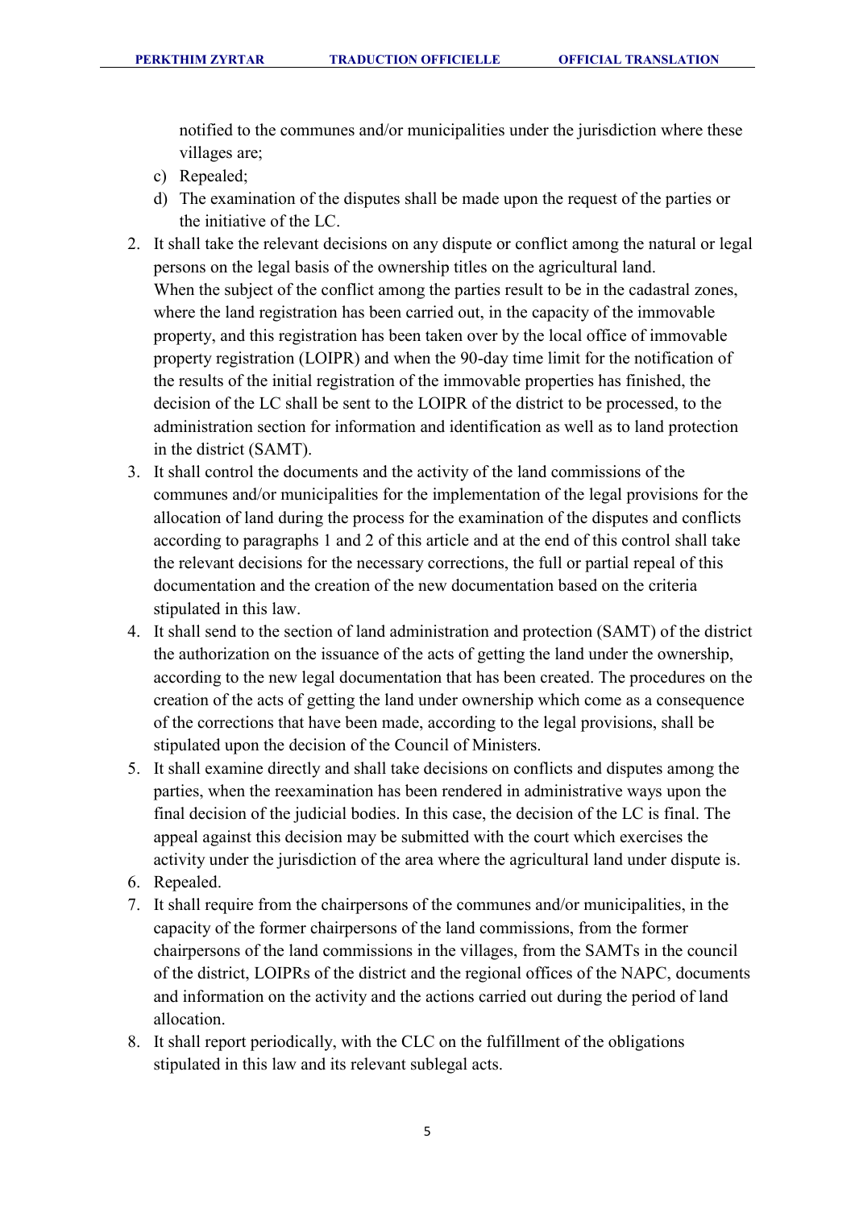notified to the communes and/or municipalities under the jurisdiction where these villages are;

c) Repealed;

d) The examination of the disputes shall be made upon the request of the parties or the initiative of the LC.

2. It shall take the relevant decisions on any dispute or conflict among the natural or legal persons on the legal basis of the ownership titles on the agricultural land.
   When the subject of the conflict among the parties result to be in the cadastral zones, where the land registration has been carried out, in the capacity of the immovable property, and this registration has been taken over by the local office of immovable property registration (LOIPR) and when the 90-day time limit for the notification of the results of the initial registration of the immovable properties has finished, the decision of the LC shall be sent to the LOIPR of the district to be processed, to the administration section for information and identification as well as to land protection in the district (SAMT).
3. It shall control the documents and the activity of the land commissions of the communes and/or municipalities for the implementation of the legal provisions for the allocation of land during the process for the examination of the disputes and conflicts according to paragraphs 1 and 2 of this article and at the end of this control shall take the relevant decisions for the necessary corrections, the full or partial repeal of this documentation and the creation of the new documentation based on the criteria stipulated in this law.
4. It shall send to the section of land administration and protection (SAMT) of the district the authorization on the issuance of the acts of getting the land under the ownership, according to the new legal documentation that has been created. The procedures on the creation of the acts of getting the land under ownership which come as a consequence of the corrections that have been made, according to the legal provisions, shall be stipulated upon the decision of the Council of Ministers.
5. It shall examine directly and shall take decisions on conflicts and disputes among the parties, when the reexamination has been rendered in administrative ways upon the final decision of the judicial bodies. In this case, the decision of the LC is final. The appeal against this decision may be submitted with the court which exercises the activity under the jurisdiction of the area where the agricultural land under dispute is.
6. Repealed.
7. It shall require from the chairpersons of the communes and/or municipalities, in the capacity of the former chairpersons of the land commissions, from the former chairpersons of the land commissions in the villages, from the SAMTs in the council of the district, LOIPRs of the district and the regional offices of the NAPC, documents and information on the activity and the actions carried out during the period of land allocation.
8. It shall report periodically, with the CLC on the fulfillment of the obligations stipulated in this law and its relevant sublegal acts.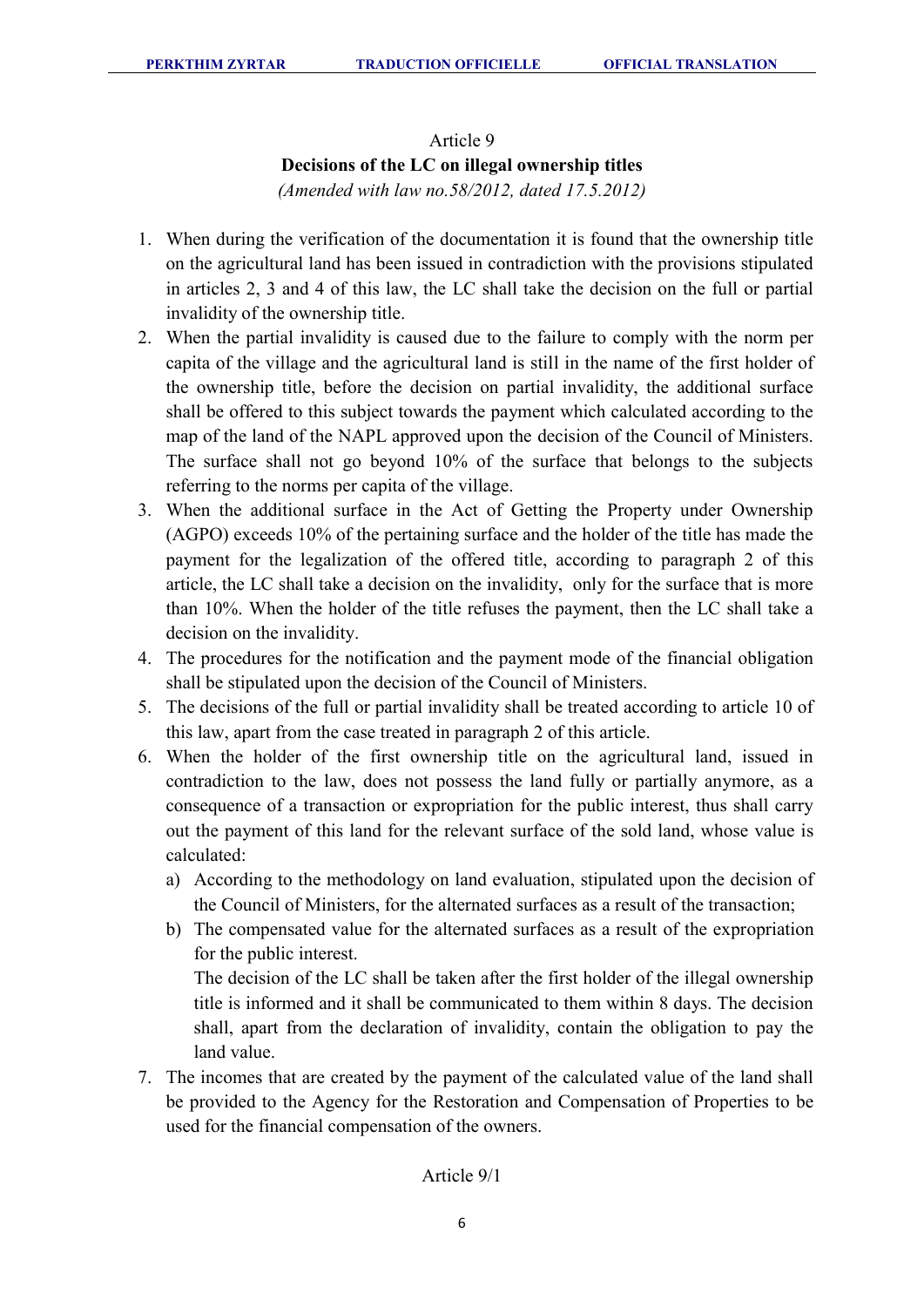Article 9

**Decisions of the LC on illegal ownership titles**

*(Amended with law no.58/2012, dated 17.5.2012)*

1. When during the verification of the documentation it is found that the ownership title on the agricultural land has been issued in contradiction with the provisions stipulated in articles 2, 3 and 4 of this law, the LC shall take the decision on the full or partial invalidity of the ownership title.
2. When the partial invalidity is caused due to the failure to comply with the norm per capita of the village and the agricultural land is still in the name of the first holder of the ownership title, before the decision on partial invalidity, the additional surface shall be offered to this subject towards the payment which calculated according to the map of the land of the NAPL approved upon the decision of the Council of Ministers. The surface shall not go beyond 10% of the surface that belongs to the subjects referring to the norms per capita of the village.
3. When the additional surface in the Act of Getting the Property under Ownership (AGPO) exceeds 10% of the pertaining surface and the holder of the title has made the payment for the legalization of the offered title, according to paragraph 2 of this article, the LC shall take a decision on the invalidity, only for the surface that is more than 10%. When the holder of the title refuses the payment, then the LC shall take a decision on the invalidity.
4. The procedures for the notification and the payment mode of the financial obligation shall be stipulated upon the decision of the Council of Ministers.
5. The decisions of the full or partial invalidity shall be treated according to article 10 of this law, apart from the case treated in paragraph 2 of this article.
6. When the holder of the first ownership title on the agricultural land, issued in contradiction to the law, does not possess the land fully or partially anymore, as a consequence of a transaction or expropriation for the public interest, thus shall carry out the payment of this land for the relevant surface of the sold land, whose value is calculated:
   a) According to the methodology on land evaluation, stipulated upon the decision of the Council of Ministers, for the alternated surfaces as a result of the transaction;
   b) The compensated value for the alternated surfaces as a result of the expropriation for the public interest.

   The decision of the LC shall be taken after the first holder of the illegal ownership title is informed and it shall be communicated to them within 8 days. The decision shall, apart from the declaration of invalidity, contain the obligation to pay the land value.
7. The incomes that are created by the payment of the calculated value of the land shall be provided to the Agency for the Restoration and Compensation of Properties to be used for the financial compensation of the owners.

Article 9/1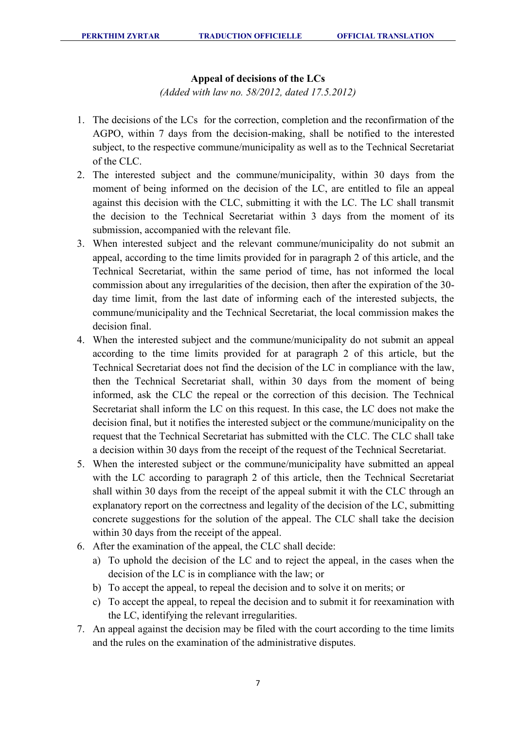### Appeal of decisions of the LCs

*(Added with law no. 58/2012, dated 17.5.2012)*

1. The decisions of the LCs for the correction, completion and the reconfirmation of the AGPO, within 7 days from the decision-making, shall be notified to the interested subject, to the respective commune/municipality as well as to the Technical Secretariat of the CLC.
2. The interested subject and the commune/municipality, within 30 days from the moment of being informed on the decision of the LC, are entitled to file an appeal against this decision with the CLC, submitting it with the LC. The LC shall transmit the decision to the Technical Secretariat within 3 days from the moment of its submission, accompanied with the relevant file.
3. When interested subject and the relevant commune/municipality do not submit an appeal, according to the time limits provided for in paragraph 2 of this article, and the Technical Secretariat, within the same period of time, has not informed the local commission about any irregularities of the decision, then after the expiration of the 30-day time limit, from the last date of informing each of the interested subjects, the commune/municipality and the Technical Secretariat, the local commission makes the decision final.
4. When the interested subject and the commune/municipality do not submit an appeal according to the time limits provided for at paragraph 2 of this article, but the Technical Secretariat does not find the decision of the LC in compliance with the law, then the Technical Secretariat shall, within 30 days from the moment of being informed, ask the CLC the repeal or the correction of this decision. The Technical Secretariat shall inform the LC on this request. In this case, the LC does not make the decision final, but it notifies the interested subject or the commune/municipality on the request that the Technical Secretariat has submitted with the CLC. The CLC shall take a decision within 30 days from the receipt of the request of the Technical Secretariat.
5. When the interested subject or the commune/municipality have submitted an appeal with the LC according to paragraph 2 of this article, then the Technical Secretariat shall within 30 days from the receipt of the appeal submit it with the CLC through an explanatory report on the correctness and legality of the decision of the LC, submitting concrete suggestions for the solution of the appeal. The CLC shall take the decision within 30 days from the receipt of the appeal.
6. After the examination of the appeal, the CLC shall decide:
   a) To uphold the decision of the LC and to reject the appeal, in the cases when the decision of the LC is in compliance with the law; or
   b) To accept the appeal, to repeal the decision and to solve it on merits; or
   c) To accept the appeal, to repeal the decision and to submit it for reexamination with the LC, identifying the relevant irregularities.
7. An appeal against the decision may be filed with the court according to the time limits and the rules on the examination of the administrative disputes.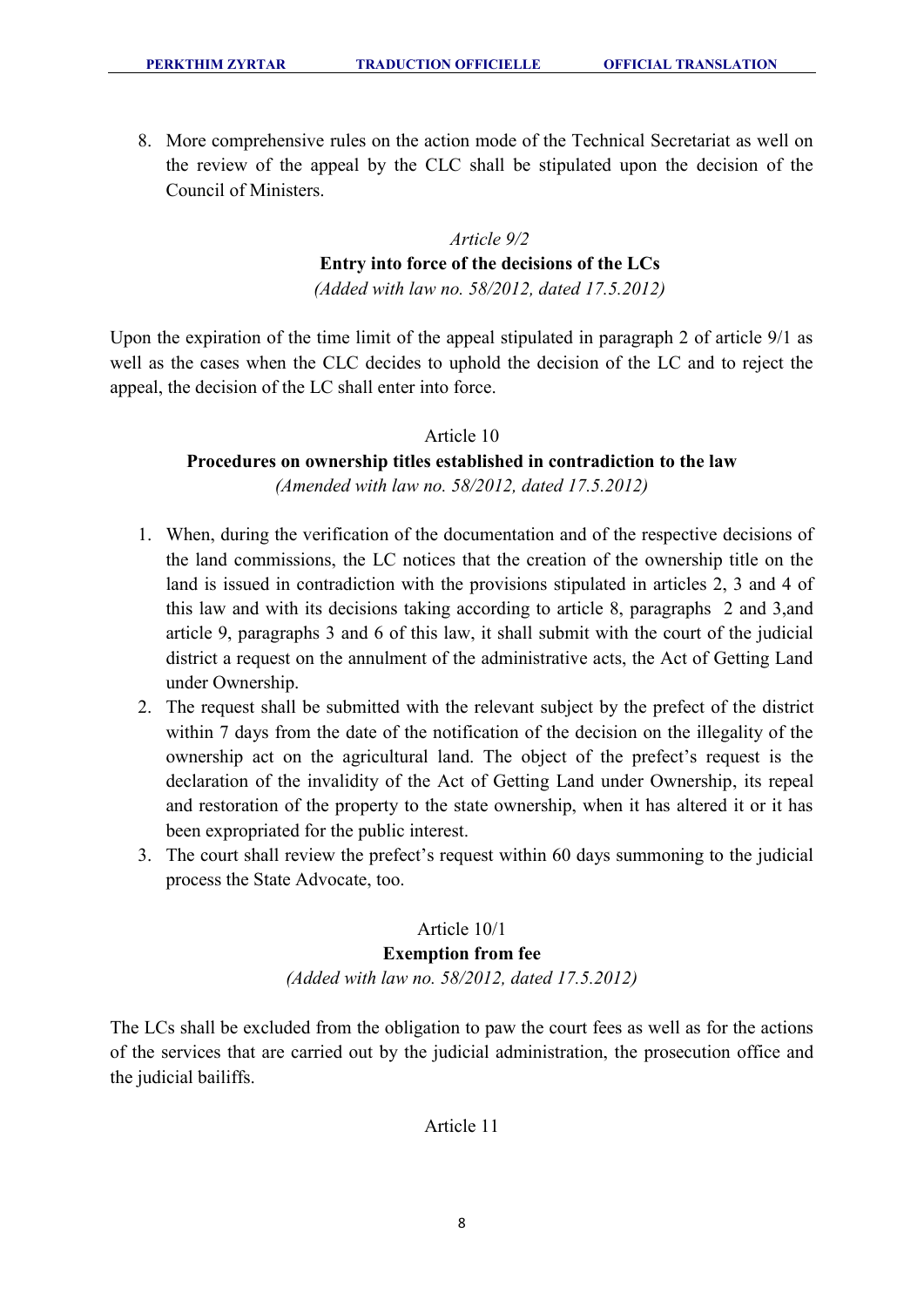8. More comprehensive rules on the action mode of the Technical Secretariat as well on the review of the appeal by the CLC shall be stipulated upon the decision of the Council of Ministers.

*Article 9/2*

**Entry into force of the decisions of the LCs**

*(Added with law no. 58/2012, dated 17.5.2012)*

Upon the expiration of the time limit of the appeal stipulated in paragraph 2 of article 9/1 as well as the cases when the CLC decides to uphold the decision of the LC and to reject the appeal, the decision of the LC shall enter into force.

Article 10

**Procedures on ownership titles established in contradiction to the law**

*(Amended with law no. 58/2012, dated 17.5.2012)*

1. When, during the verification of the documentation and of the respective decisions of the land commissions, the LC notices that the creation of the ownership title on the land is issued in contradiction with the provisions stipulated in articles 2, 3 and 4 of this law and with its decisions taking according to article 8, paragraphs 2 and 3,and article 9, paragraphs 3 and 6 of this law, it shall submit with the court of the judicial district a request on the annulment of the administrative acts, the Act of Getting Land under Ownership.
2. The request shall be submitted with the relevant subject by the prefect of the district within 7 days from the date of the notification of the decision on the illegality of the ownership act on the agricultural land. The object of the prefect's request is the declaration of the invalidity of the Act of Getting Land under Ownership, its repeal and restoration of the property to the state ownership, when it has altered it or it has been expropriated for the public interest.
3. The court shall review the prefect's request within 60 days summoning to the judicial process the State Advocate, too.

Article 10/1

**Exemption from fee**

*(Added with law no. 58/2012, dated 17.5.2012)*

The LCs shall be excluded from the obligation to paw the court fees as well as for the actions of the services that are carried out by the judicial administration, the prosecution office and the judicial bailiffs.

Article 11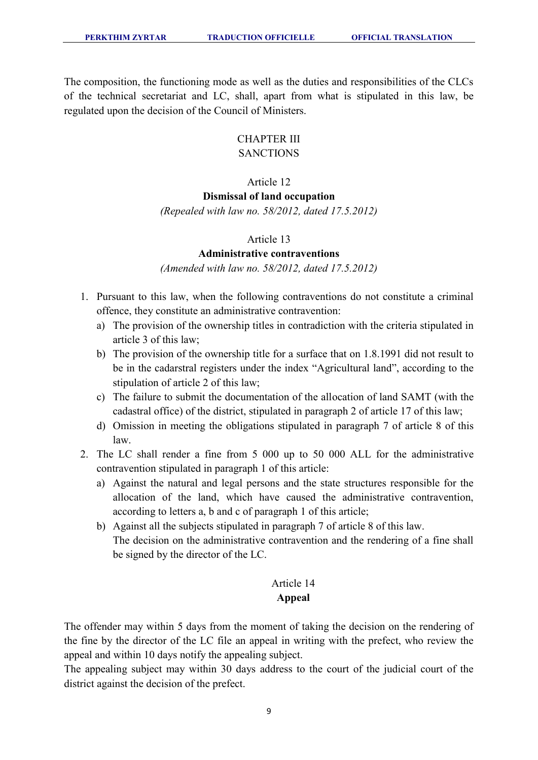The composition, the functioning mode as well as the duties and responsibilities of the CLCs of the technical secretariat and LC, shall, apart from what is stipulated in this law, be regulated upon the decision of the Council of Ministers.

## CHAPTER III
## SANCTIONS

### Article 12
**Dismissal of land occupation**

*(Repealed with law no. 58/2012, dated 17.5.2012)*

### Article 13
**Administrative contraventions**

*(Amended with law no. 58/2012, dated 17.5.2012)*

1. Pursuant to this law, when the following contraventions do not constitute a criminal offence, they constitute an administrative contravention:
   a) The provision of the ownership titles in contradiction with the criteria stipulated in article 3 of this law;
   b) The provision of the ownership title for a surface that on 1.8.1991 did not result to be in the cadarstral registers under the index "Agricultural land", according to the stipulation of article 2 of this law;
   c) The failure to submit the documentation of the allocation of land SAMT (with the cadastral office) of the district, stipulated in paragraph 2 of article 17 of this law;
   d) Omission in meeting the obligations stipulated in paragraph 7 of article 8 of this law.
2. The LC shall render a fine from 5 000 up to 50 000 ALL for the administrative contravention stipulated in paragraph 1 of this article:
   a) Against the natural and legal persons and the state structures responsible for the allocation of the land, which have caused the administrative contravention, according to letters a, b and c of paragraph 1 of this article;
   b) Against all the subjects stipulated in paragraph 7 of article 8 of this law.
   The decision on the administrative contravention and the rendering of a fine shall be signed by the director of the LC.

### Article 14
**Appeal**

The offender may within 5 days from the moment of taking the decision on the rendering of the fine by the director of the LC file an appeal in writing with the prefect, who review the appeal and within 10 days notify the appealing subject.

The appealing subject may within 30 days address to the court of the judicial court of the district against the decision of the prefect.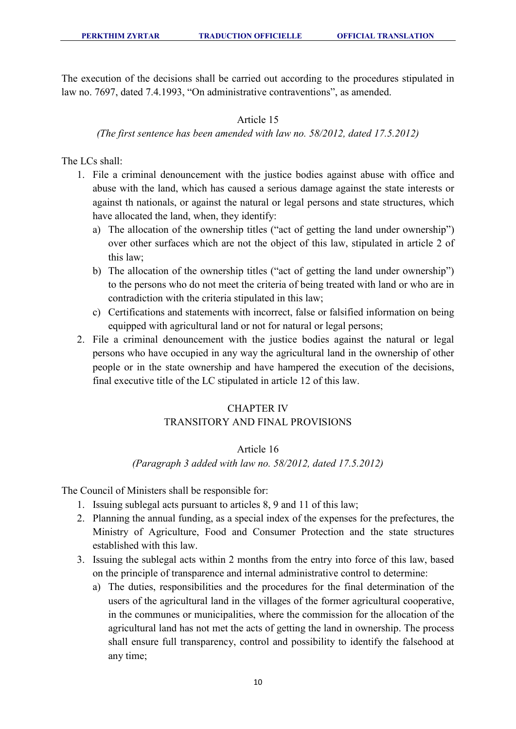The execution of the decisions shall be carried out according to the procedures stipulated in law no. 7697, dated 7.4.1993, "On administrative contraventions", as amended.

### Article 15

*(The first sentence has been amended with law no. 58/2012, dated 17.5.2012)*

The LCs shall:

1. File a criminal denouncement with the justice bodies against abuse with office and abuse with the land, which has caused a serious damage against the state interests or against th nationals, or against the natural or legal persons and state structures, which have allocated the land, when, they identify:
   a) The allocation of the ownership titles ("act of getting the land under ownership") over other surfaces which are not the object of this law, stipulated in article 2 of this law;
   b) The allocation of the ownership titles ("act of getting the land under ownership") to the persons who do not meet the criteria of being treated with land or who are in contradiction with the criteria stipulated in this law;
   c) Certifications and statements with incorrect, false or falsified information on being equipped with agricultural land or not for natural or legal persons;
2. File a criminal denouncement with the justice bodies against the natural or legal persons who have occupied in any way the agricultural land in the ownership of other people or in the state ownership and have hampered the execution of the decisions, final executive title of the LC stipulated in article 12 of this law.

## CHAPTER IV
## TRANSITORY AND FINAL PROVISIONS

### Article 16

*(Paragraph 3 added with law no. 58/2012, dated 17.5.2012)*

The Council of Ministers shall be responsible for:

1. Issuing sublegal acts pursuant to articles 8, 9 and 11 of this law;
2. Planning the annual funding, as a special index of the expenses for the prefectures, the Ministry of Agriculture, Food and Consumer Protection and the state structures established with this law.
3. Issuing the sublegal acts within 2 months from the entry into force of this law, based on the principle of transparence and internal administrative control to determine:
   a) The duties, responsibilities and the procedures for the final determination of the users of the agricultural land in the villages of the former agricultural cooperative, in the communes or municipalities, where the commission for the allocation of the agricultural land has not met the acts of getting the land in ownership. The process shall ensure full transparency, control and possibility to identify the falsehood at any time;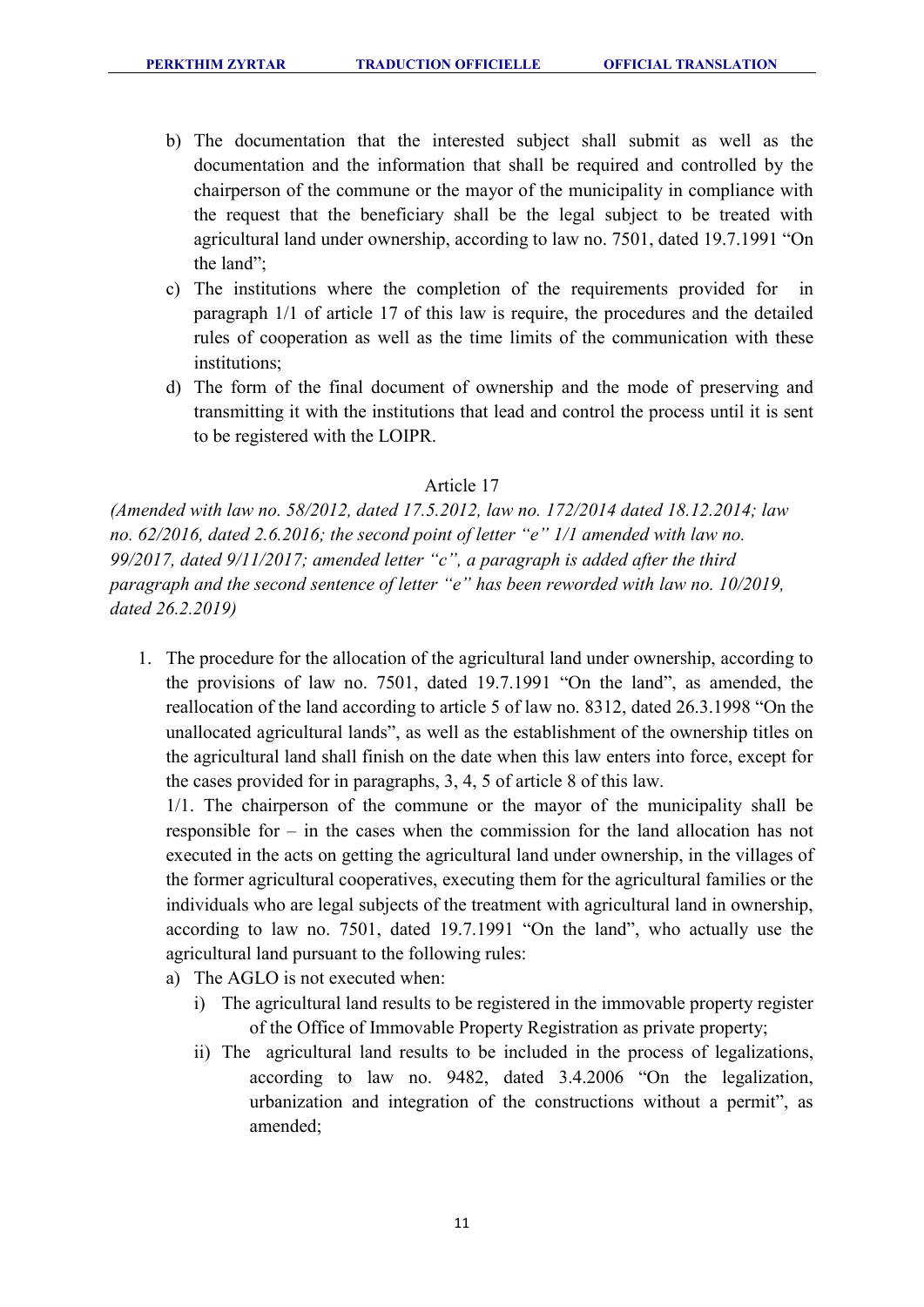b) The documentation that the interested subject shall submit as well as the documentation and the information that shall be required and controlled by the chairperson of the commune or the mayor of the municipality in compliance with the request that the beneficiary shall be the legal subject to be treated with agricultural land under ownership, according to law no. 7501, dated 19.7.1991 "On the land";

c) The institutions where the completion of the requirements provided for in paragraph 1/1 of article 17 of this law is require, the procedures and the detailed rules of cooperation as well as the time limits of the communication with these institutions;

d) The form of the final document of ownership and the mode of preserving and transmitting it with the institutions that lead and control the process until it is sent to be registered with the LOIPR.

## Article 17

*(Amended with law no. 58/2012, dated 17.5.2012, law no. 172/2014 dated 18.12.2014; law no. 62/2016, dated 2.6.2016; the second point of letter "e" 1/1 amended with law no. 99/2017, dated 9/11/2017; amended letter "c", a paragraph is added after the third paragraph and the second sentence of letter "e" has been reworded with law no. 10/2019, dated 26.2.2019)*

1. The procedure for the allocation of the agricultural land under ownership, according to the provisions of law no. 7501, dated 19.7.1991 "On the land", as amended, the reallocation of the land according to article 5 of law no. 8312, dated 26.3.1998 "On the unallocated agricultural lands", as well as the establishment of the ownership titles on the agricultural land shall finish on the date when this law enters into force, except for the cases provided for in paragraphs, 3, 4, 5 of article 8 of this law.

   1/1. The chairperson of the commune or the mayor of the municipality shall be responsible for – in the cases when the commission for the land allocation has not executed in the acts on getting the agricultural land under ownership, in the villages of the former agricultural cooperatives, executing them for the agricultural families or the individuals who are legal subjects of the treatment with agricultural land in ownership, according to law no. 7501, dated 19.7.1991 "On the land", who actually use the agricultural land pursuant to the following rules:

   a) The AGLO is not executed when:
      i) The agricultural land results to be registered in the immovable property register of the Office of Immovable Property Registration as private property;
      ii) The agricultural land results to be included in the process of legalizations, according to law no. 9482, dated 3.4.2006 "On the legalization, urbanization and integration of the constructions without a permit", as amended;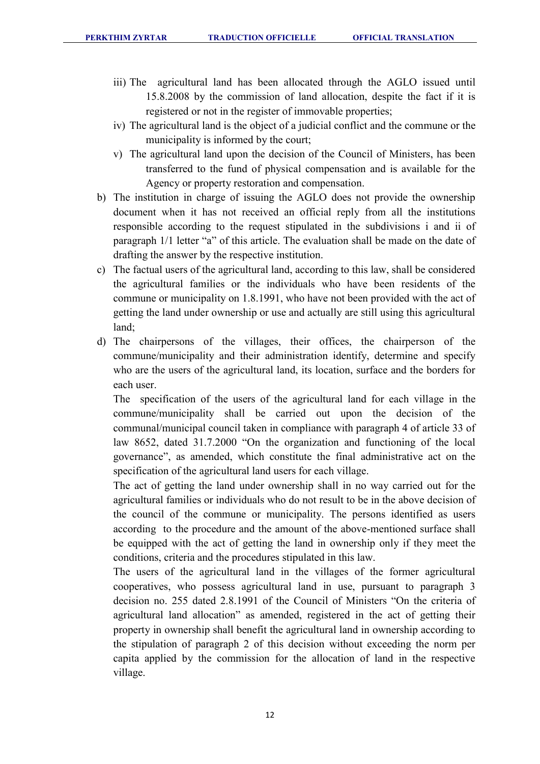iii) The agricultural land has been allocated through the AGLO issued until 15.8.2008 by the commission of land allocation, despite the fact if it is registered or not in the register of immovable properties;

iv) The agricultural land is the object of a judicial conflict and the commune or the municipality is informed by the court;

v) The agricultural land upon the decision of the Council of Ministers, has been transferred to the fund of physical compensation and is available for the Agency or property restoration and compensation.

b) The institution in charge of issuing the AGLO does not provide the ownership document when it has not received an official reply from all the institutions responsible according to the request stipulated in the subdivisions i and ii of paragraph 1/1 letter "a" of this article. The evaluation shall be made on the date of drafting the answer by the respective institution.

c) The factual users of the agricultural land, according to this law, shall be considered the agricultural families or the individuals who have been residents of the commune or municipality on 1.8.1991, who have not been provided with the act of getting the land under ownership or use and actually are still using this agricultural land;

d) The chairpersons of the villages, their offices, the chairperson of the commune/municipality and their administration identify, determine and specify who are the users of the agricultural land, its location, surface and the borders for each user.

   The specification of the users of the agricultural land for each village in the commune/municipality shall be carried out upon the decision of the communal/municipal council taken in compliance with paragraph 4 of article 33 of law 8652, dated 31.7.2000 "On the organization and functioning of the local governance", as amended, which constitute the final administrative act on the specification of the agricultural land users for each village.

   The act of getting the land under ownership shall in no way carried out for the agricultural families or individuals who do not result to be in the above decision of the council of the commune or municipality. The persons identified as users according to the procedure and the amount of the above-mentioned surface shall be equipped with the act of getting the land in ownership only if they meet the conditions, criteria and the procedures stipulated in this law.

   The users of the agricultural land in the villages of the former agricultural cooperatives, who possess agricultural land in use, pursuant to paragraph 3 decision no. 255 dated 2.8.1991 of the Council of Ministers "On the criteria of agricultural land allocation" as amended, registered in the act of getting their property in ownership shall benefit the agricultural land in ownership according to the stipulation of paragraph 2 of this decision without exceeding the norm per capita applied by the commission for the allocation of land in the respective village.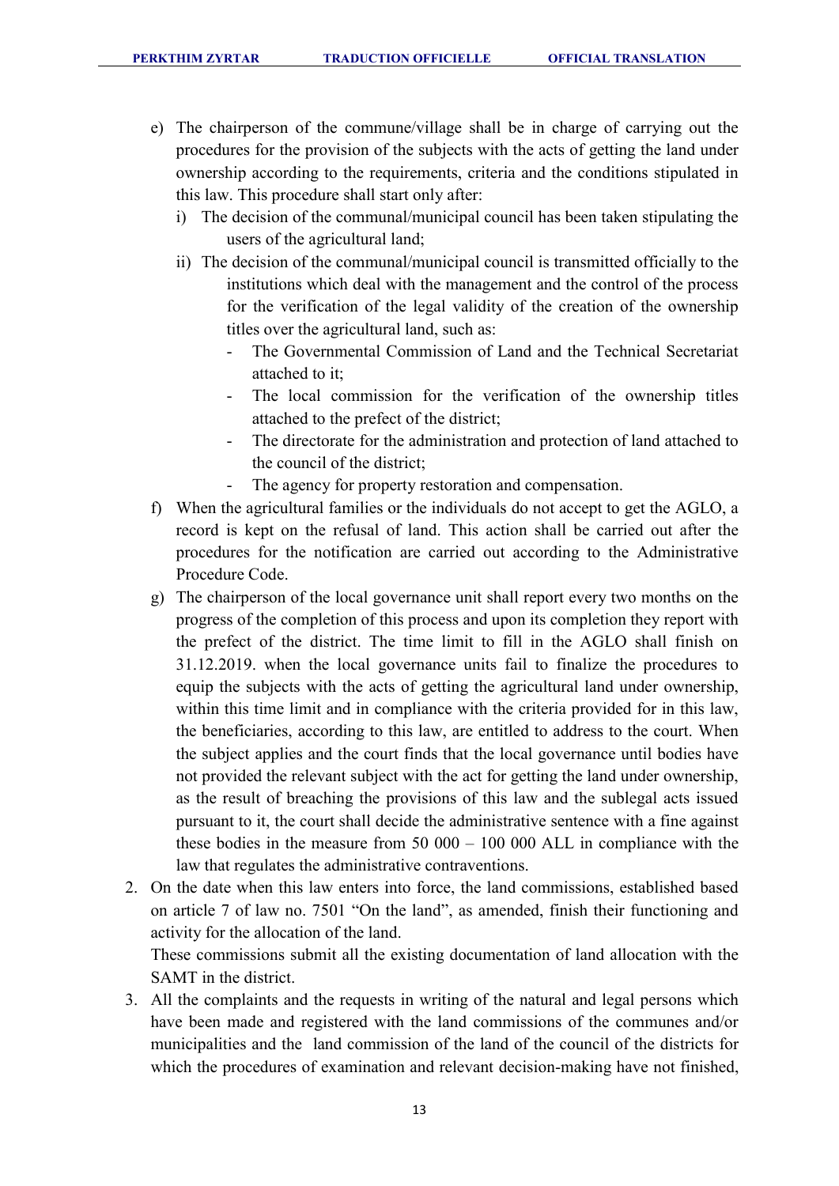e) The chairperson of the commune/village shall be in charge of carrying out the procedures for the provision of the subjects with the acts of getting the land under ownership according to the requirements, criteria and the conditions stipulated in this law. This procedure shall start only after:
   i) The decision of the communal/municipal council has been taken stipulating the users of the agricultural land;
   ii) The decision of the communal/municipal council is transmitted officially to the institutions which deal with the management and the control of the process for the verification of the legal validity of the creation of the ownership titles over the agricultural land, such as:
      - The Governmental Commission of Land and the Technical Secretariat attached to it;
      - The local commission for the verification of the ownership titles attached to the prefect of the district;
      - The directorate for the administration and protection of land attached to the council of the district;
      - The agency for property restoration and compensation.

f) When the agricultural families or the individuals do not accept to get the AGLO, a record is kept on the refusal of land. This action shall be carried out after the procedures for the notification are carried out according to the Administrative Procedure Code.

g) The chairperson of the local governance unit shall report every two months on the progress of the completion of this process and upon its completion they report with the prefect of the district. The time limit to fill in the AGLO shall finish on 31.12.2019. when the local governance units fail to finalize the procedures to equip the subjects with the acts of getting the agricultural land under ownership, within this time limit and in compliance with the criteria provided for in this law, the beneficiaries, according to this law, are entitled to address to the court. When the subject applies and the court finds that the local governance until bodies have not provided the relevant subject with the act for getting the land under ownership, as the result of breaching the provisions of this law and the sublegal acts issued pursuant to it, the court shall decide the administrative sentence with a fine against these bodies in the measure from 50 000 – 100 000 ALL in compliance with the law that regulates the administrative contraventions.

2. On the date when this law enters into force, the land commissions, established based on article 7 of law no. 7501 "On the land", as amended, finish their functioning and activity for the allocation of the land.
   These commissions submit all the existing documentation of land allocation with the SAMT in the district.

3. All the complaints and the requests in writing of the natural and legal persons which have been made and registered with the land commissions of the communes and/or municipalities and the land commission of the land of the council of the districts for which the procedures of examination and relevant decision-making have not finished,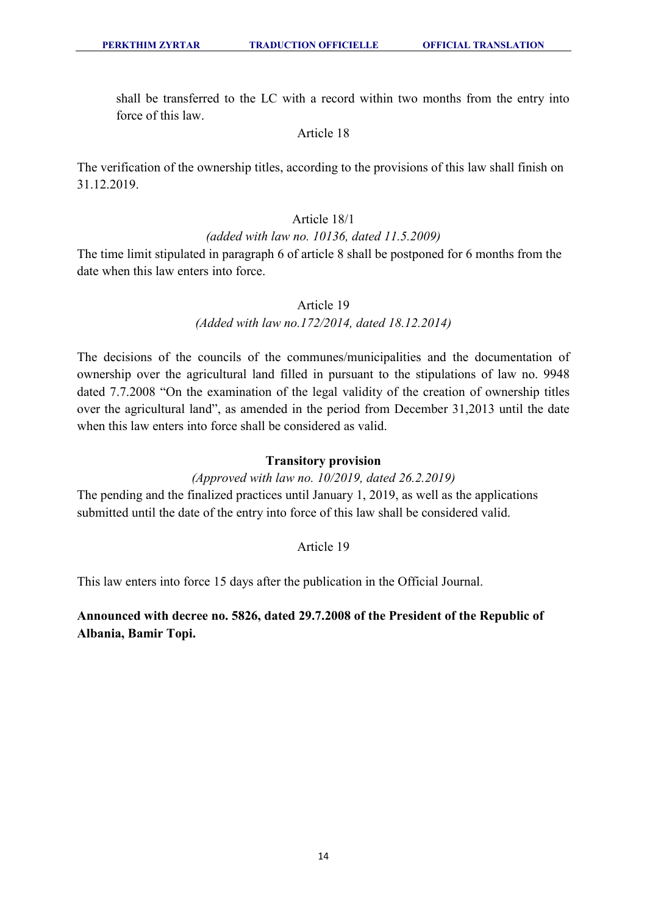shall be transferred to the LC with a record within two months from the entry into force of this law.

Article 18

The verification of the ownership titles, according to the provisions of this law shall finish on 31.12.2019.

Article 18/1

*(added with law no. 10136, dated 11.5.2009)*

The time limit stipulated in paragraph 6 of article 8 shall be postponed for 6 months from the date when this law enters into force.

Article 19

*(Added with law no.172/2014, dated 18.12.2014)*

The decisions of the councils of the communes/municipalities and the documentation of ownership over the agricultural land filled in pursuant to the stipulations of law no. 9948 dated 7.7.2008 "On the examination of the legal validity of the creation of ownership titles over the agricultural land", as amended in the period from December 31,2013 until the date when this law enters into force shall be considered as valid.

**Transitory provision**

*(Approved with law no. 10/2019, dated 26.2.2019)*

The pending and the finalized practices until January 1, 2019, as well as the applications submitted until the date of the entry into force of this law shall be considered valid.

Article 19

This law enters into force 15 days after the publication in the Official Journal.

**Announced with decree no. 5826, dated 29.7.2008 of the President of the Republic of Albania, Bamir Topi.**